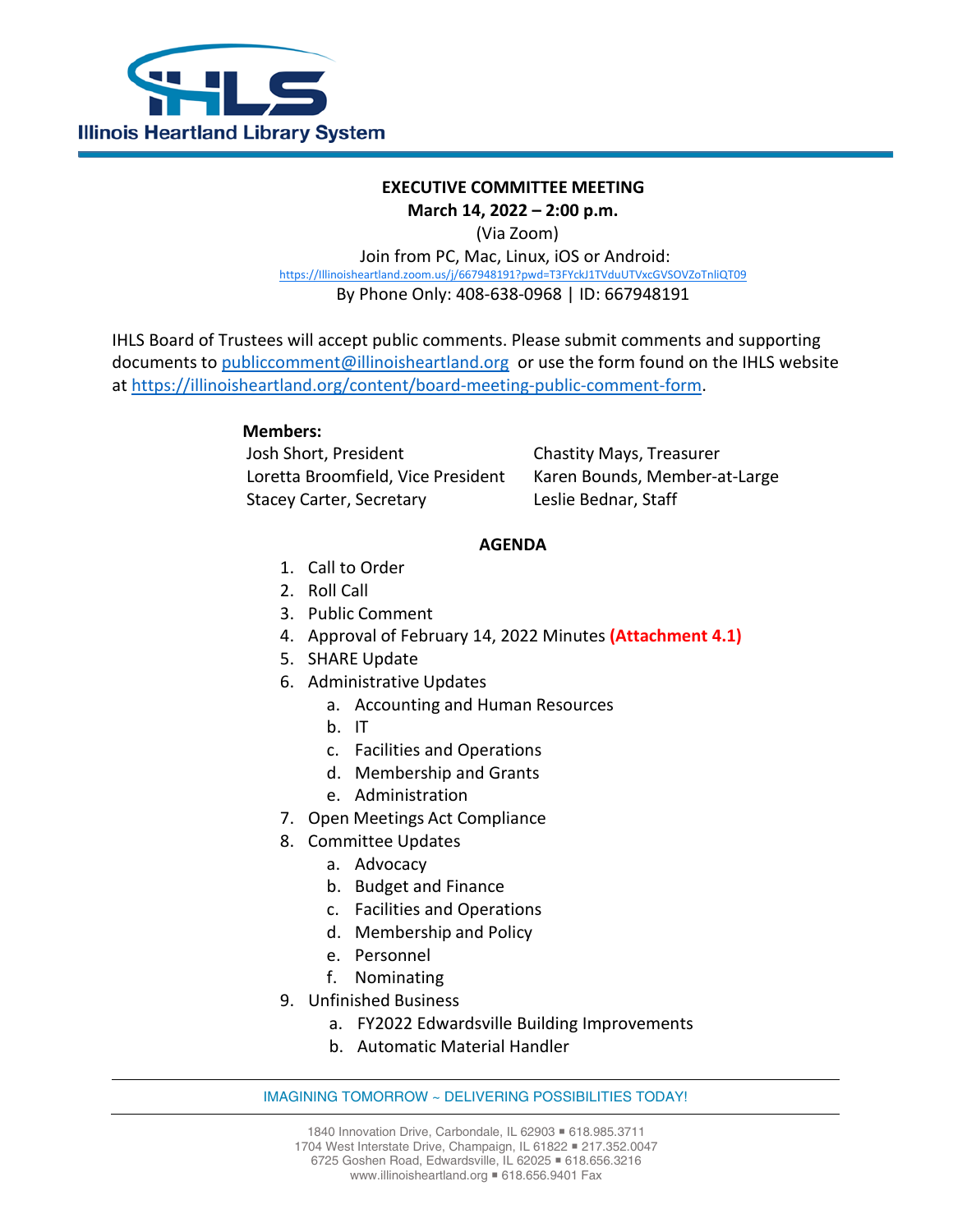Illinois Heartland Library System

**EXECUTIVE COMMITTEE MEETING**
**March 14, 2022 – 2:00 p.m.**
(Via Zoom)
Join from PC, Mac, Linux, iOS or Android:
https://Illinoisheartland.zoom.us/j/667948191?pwd=T3FYckJ1TVduUTVxcGVSOVZoTnliQT09
By Phone Only: 408-638-0968 | ID: 667948191

IHLS Board of Trustees will accept public comments. Please submit comments and supporting documents to publiccomment@illinoisheartland.org or use the form found on the IHLS website at https://illinoisheartland.org/content/board-meeting-public-comment-form.

**Members:**

Josh Short, President
Loretta Broomfield, Vice President
Stacey Carter, Secretary
Chastity Mays, Treasurer
Karen Bounds, Member-at-Large
Leslie Bednar, Staff

**AGENDA**

1. Call to Order
2. Roll Call
3. Public Comment
4. Approval of February 14, 2022 Minutes **(Attachment 4.1)**
5. SHARE Update
6. Administrative Updates
   a. Accounting and Human Resources
   b. IT
   c. Facilities and Operations
   d. Membership and Grants
   e. Administration
7. Open Meetings Act Compliance
8. Committee Updates
   a. Advocacy
   b. Budget and Finance
   c. Facilities and Operations
   d. Membership and Policy
   e. Personnel
   f. Nominating
9. Unfinished Business
   a. FY2022 Edwardsville Building Improvements
   b. Automatic Material Handler

IMAGINING TOMORROW ~ DELIVERING POSSIBILITIES TODAY!

1840 Innovation Drive, Carbondale, IL 62903 ▪ 618.985.3711
1704 West Interstate Drive, Champaign, IL 61822 ▪ 217.352.0047
6725 Goshen Road, Edwardsville, IL 62025 ▪ 618.656.3216
www.illinoisheartland.org ▪ 618.656.9401 Fax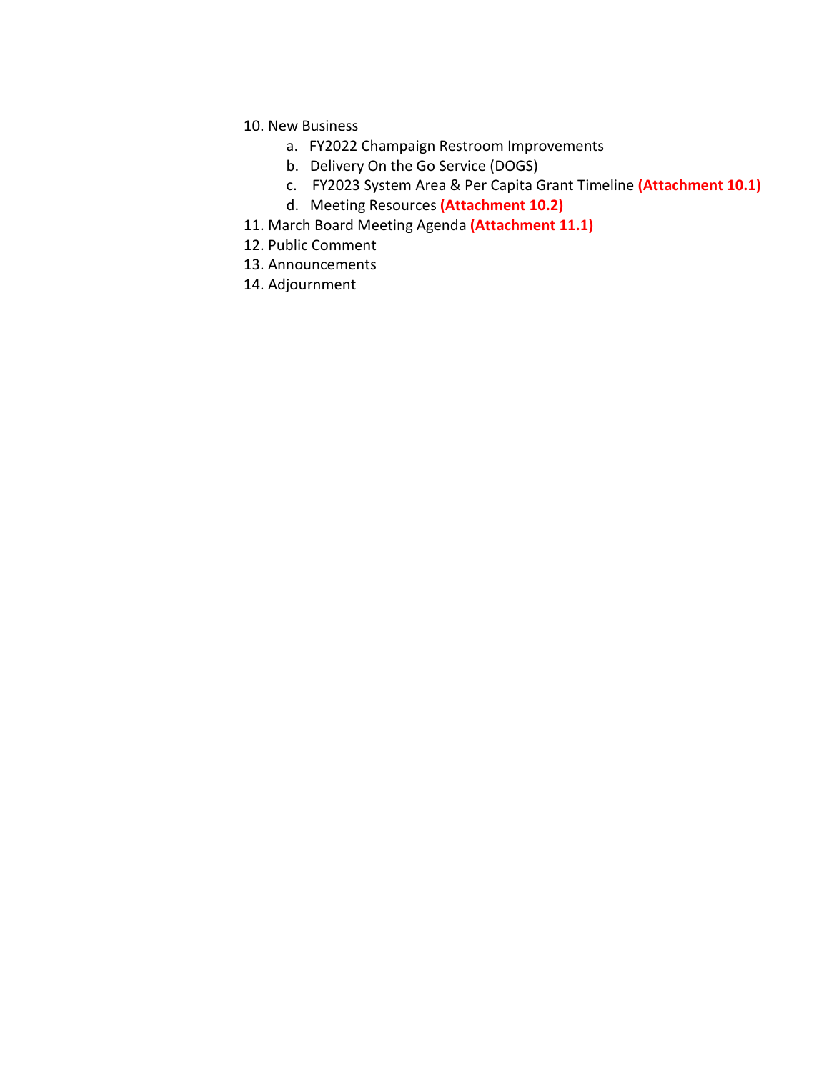10. New Business
    a. FY2022 Champaign Restroom Improvements
    b. Delivery On the Go Service (DOGS)
    c. FY2023 System Area & Per Capita Grant Timeline **(Attachment 10.1)**
    d. Meeting Resources **(Attachment 10.2)**
11. March Board Meeting Agenda **(Attachment 11.1)**
12. Public Comment
13. Announcements
14. Adjournment